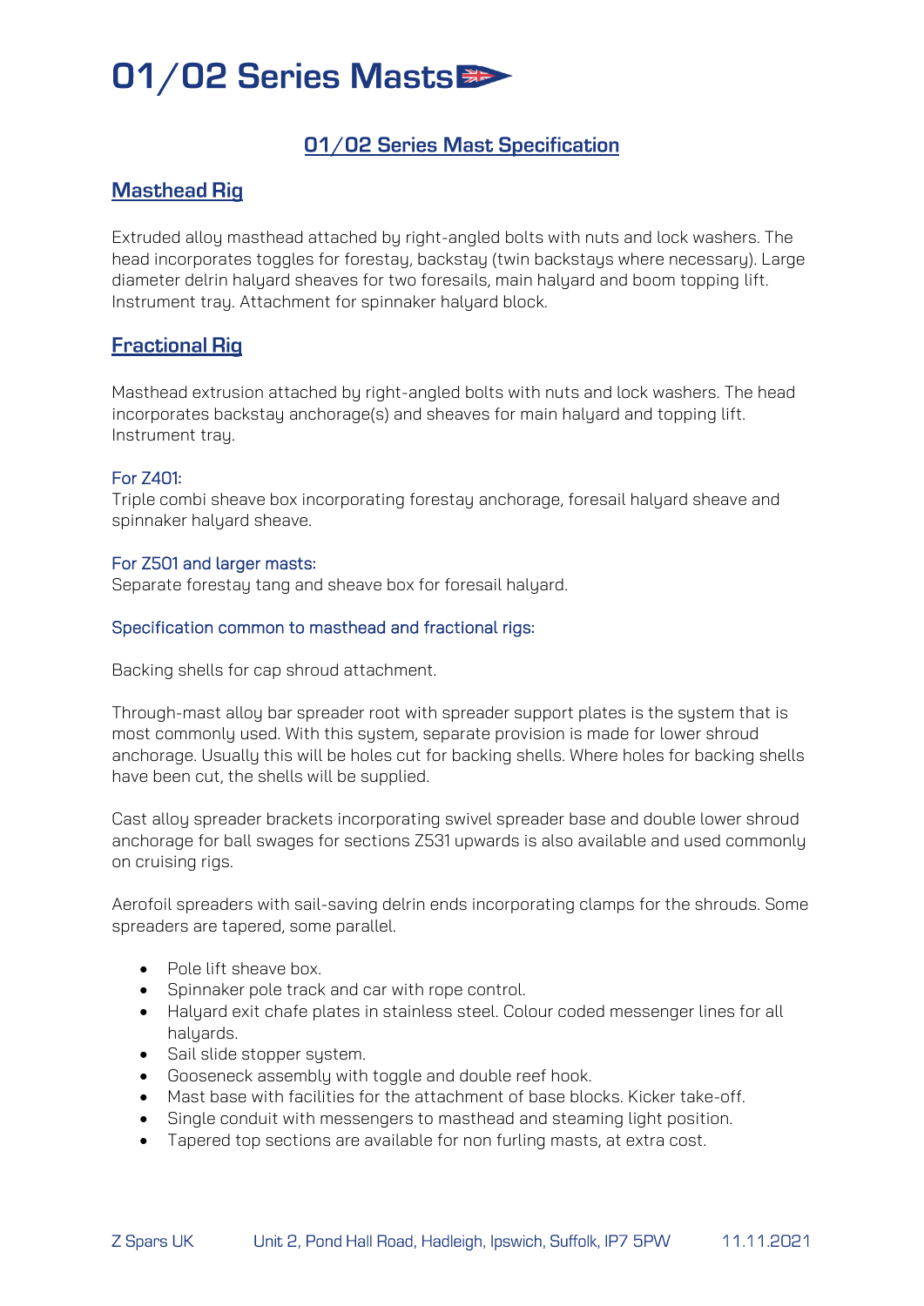# 01/02 Series Masts

## 01/02 Series Mast Specification

## Masthead Rig

Extruded alloy masthead attached by right-angled bolts with nuts and lock washers. The head incorporates toggles for forestay, backstay (twin backstays where necessary). Large diameter delrin halyard sheaves for two foresails, main halyard and boom topping lift. Instrument tray. Attachment for spinnaker halyard block.

## Fractional Rig

Masthead extrusion attached by right-angled bolts with nuts and lock washers. The head incorporates backstay anchorage(s) and sheaves for main halyard and topping lift. Instrument tray.

### For Z401:

Triple combi sheave box incorporating forestay anchorage, foresail halyard sheave and spinnaker halyard sheave.

### For Z501 and larger masts:

Separate forestay tang and sheave box for foresail halyard.

### Specification common to masthead and fractional rigs:

Backing shells for cap shroud attachment.

Through-mast alloy bar spreader root with spreader support plates is the system that is most commonly used. With this system, separate provision is made for lower shroud anchorage. Usually this will be holes cut for backing shells. Where holes for backing shells have been cut, the shells will be supplied.

Cast alloy spreader brackets incorporating swivel spreader base and double lower shroud anchorage for ball swages for sections Z531 upwards is also available and used commonly on cruising rigs.

Aerofoil spreaders with sail-saving delrin ends incorporating clamps for the shrouds. Some spreaders are tapered, some parallel.

- Pole lift sheave box.
- Spinnaker pole track and car with rope control.
- Halyard exit chafe plates in stainless steel. Colour coded messenger lines for all halyards.
- Sail slide stopper system.
- Gooseneck assembly with toggle and double reef hook.
- Mast base with facilities for the attachment of base blocks. Kicker take-off.
- Single conduit with messengers to masthead and steaming light position.
- Tapered top sections are available for non furling masts, at extra cost.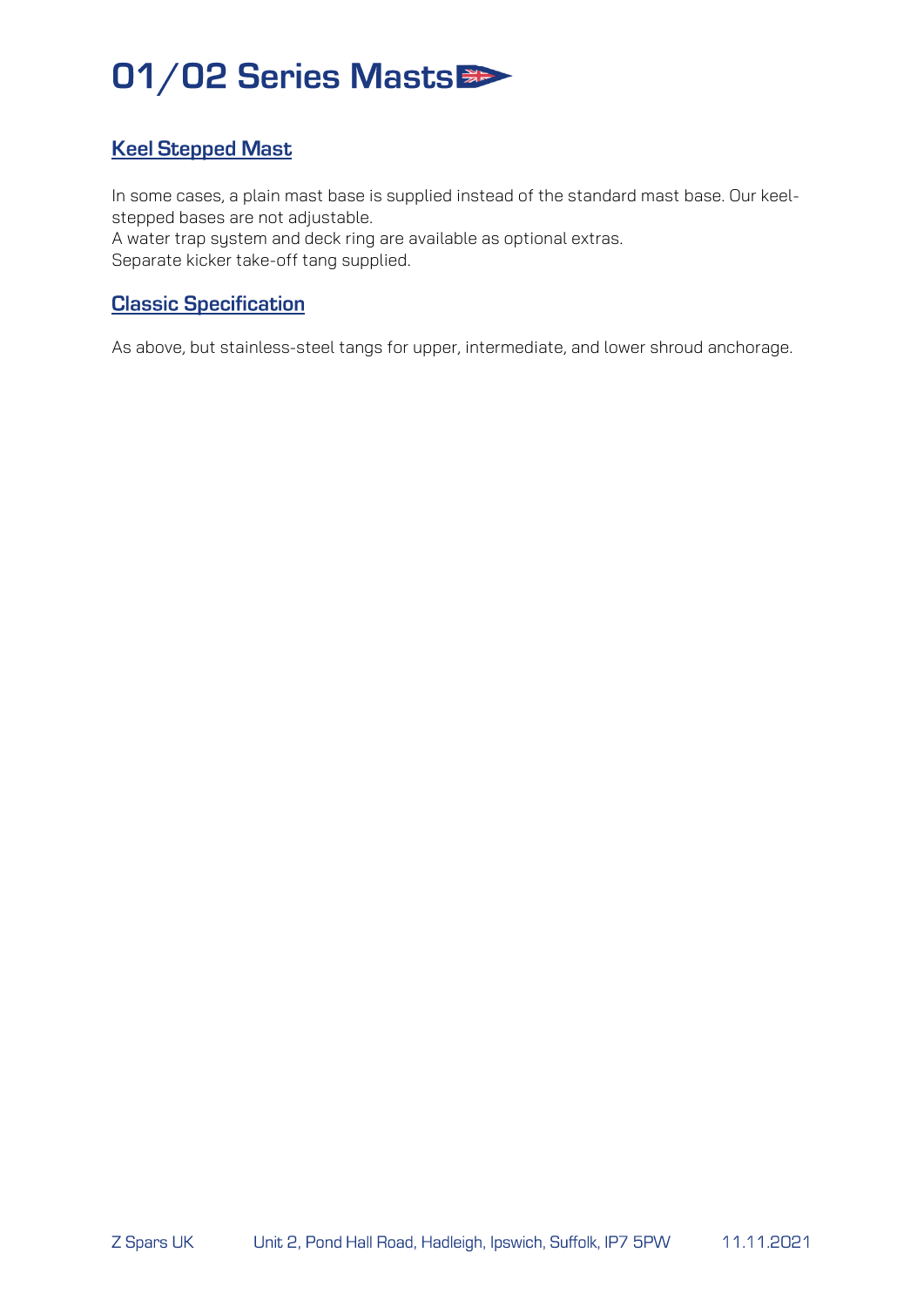# 01/02 Series Masts

## Keel Stepped Mast

In some cases, a plain mast base is supplied instead of the standard mast base. Our keel-stepped bases are not adjustable.
A water trap system and deck ring are available as optional extras.
Separate kicker take-off tang supplied.

## Classic Specification

As above, but stainless-steel tangs for upper, intermediate, and lower shroud anchorage.